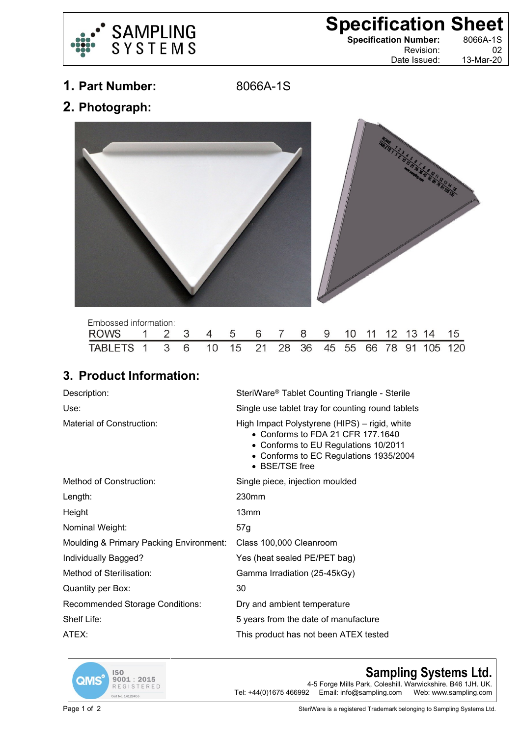# Specification Sheet

**Specification Number:** 8066A-1S
Revision: 02
Date Issued: 13-Mar-20

## 1. Part Number: 8066A-1S

## 2. Photograph:

Embossed information:

| ROWS | 1 | 2 | 3 | 4 | 5 | 6 | 7 | 8 | 9 | 10 | 11 | 12 | 13 | 14 | 15 |
|---|---|---|---|---|---|---|---|---|---|---|---|---|---|---|---|
| TABLETS | 1 | 3 | 6 | 10 | 15 | 21 | 28 | 36 | 45 | 55 | 66 | 78 | 91 | 105 | 120 |

## 3. Product Information:

| | |
|---|---|
| Description: | SteriWare® Tablet Counting Triangle - Sterile |
| Use: | Single use tablet tray for counting round tablets |
| Material of Construction: | High Impact Polystyrene (HIPS) – rigid, white<br>• Conforms to FDA 21 CFR 177.1640<br>• Conforms to EU Regulations 10/2011<br>• Conforms to EC Regulations 1935/2004<br>• BSE/TSE free |
| Method of Construction: | Single piece, injection moulded |
| Length: | 230mm |
| Height | 13mm |
| Nominal Weight: | 57g |
| Moulding & Primary Packing Environment: | Class 100,000 Cleanroom |
| Individually Bagged? | Yes (heat sealed PE/PET bag) |
| Method of Sterilisation: | Gamma Irradiation (25-45kGy) |
| Quantity per Box: | 30 |
| Recommended Storage Conditions: | Dry and ambient temperature |
| Shelf Life: | 5 years from the date of manufacture |
| ATEX: | This product has not been ATEX tested |

QMS ISO 9001 : 2015 REGISTERED Cert No. 14126455

**Sampling Systems Ltd.**
4-5 Forge Mills Park, Coleshill. Warwickshire. B46 1JH. UK.
Tel: +44(0)1675 466992 Email: info@sampling.com Web: www.sampling.com

SteriWare is a registered Trademark belonging to Sampling Systems Ltd.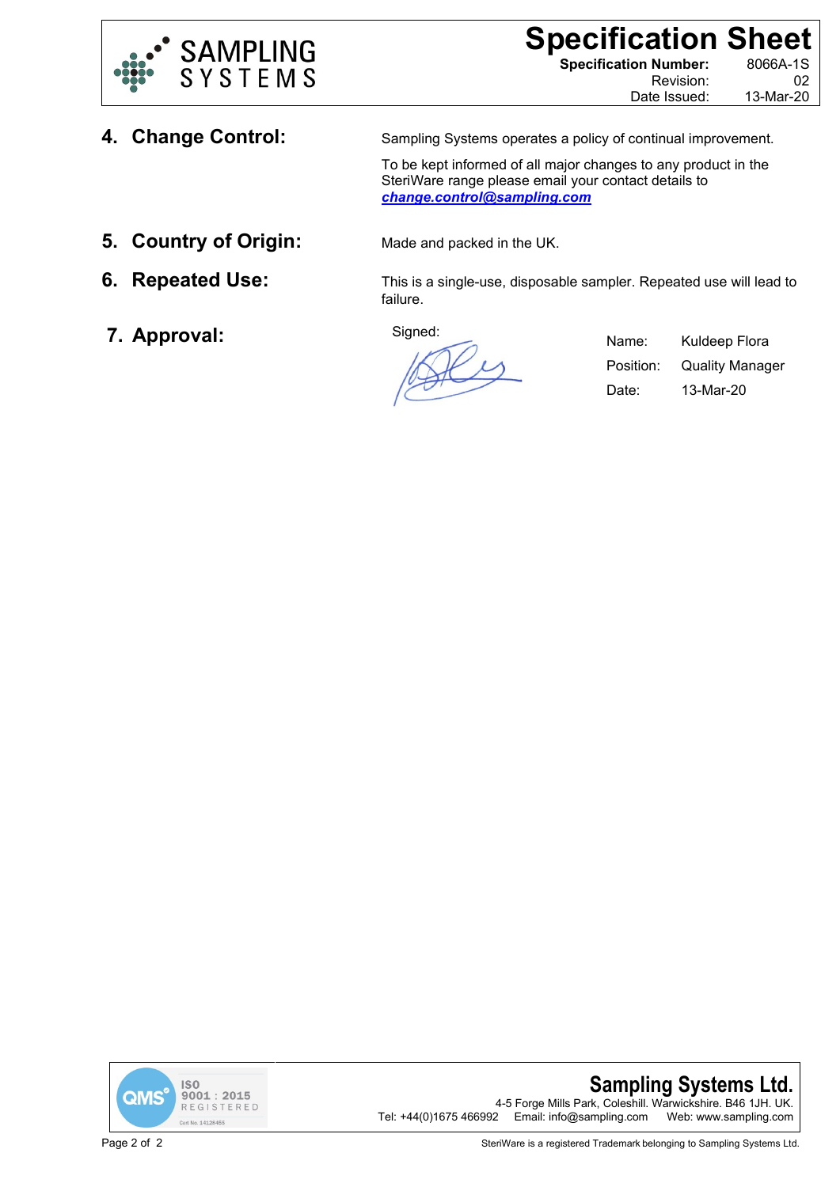## 4. Change Control:

Sampling Systems operates a policy of continual improvement.

To be kept informed of all major changes to any product in the SteriWare range please email your contact details to ***change.control@sampling.com***

## 5. Country of Origin:

Made and packed in the UK.

## 6. Repeated Use:

This is a single-use, disposable sampler. Repeated use will lead to failure.

## 7. Approval:

Signed:

| | |
|---|---|
| Name: | Kuldeep Flora |
| Position: | Quality Manager |
| Date: | 13-Mar-20 |